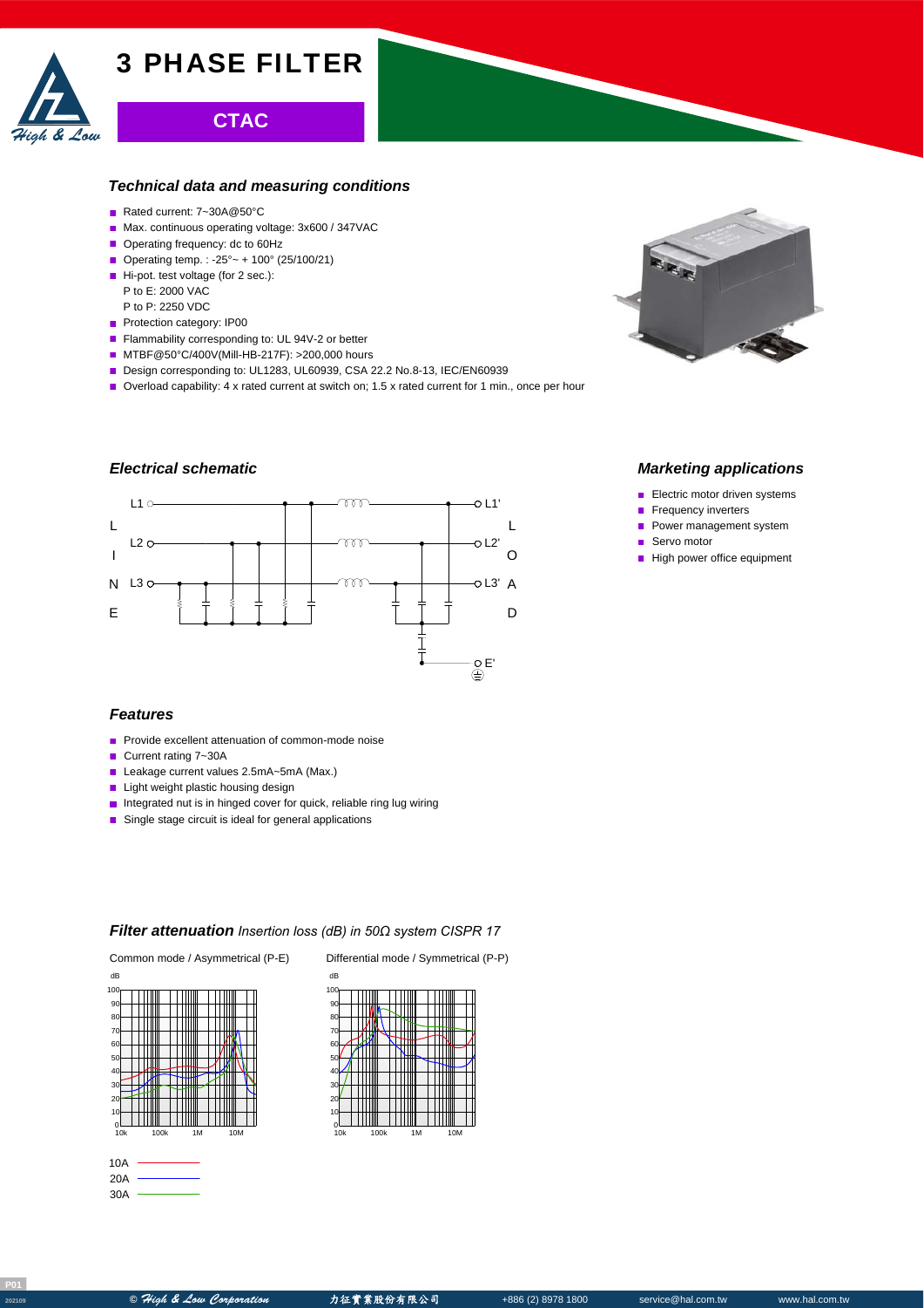# 3 PHASE FILTER

## CTAC

### Technical data and measuring conditions

- Rated current: 7~30A@50°C
- Max. continuous operating voltage: 3x600 / 347VAC
- Operating frequency: dc to 60Hz
- Operating temp. : -25°~ + 100° (25/100/21)
- Hi-pot. test voltage (for 2 sec.):
  P to E: 2000 VAC
  P to P: 2250 VDC
- Protection category: IP00
- Flammability corresponding to: UL 94V-2 or better
- MTBF@50°C/400V(Mill-HB-217F): >200,000 hours
- Design corresponding to: UL1283, UL60939, CSA 22.2 No.8-13, IEC/EN60939
- Overload capability: 4 x rated current at switch on; 1.5 x rated current for 1 min., once per hour

### Electrical schematic

LINE: L1, L2, L3 — LOAD: L1', L2', L3', E'

### Marketing applications

- Electric motor driven systems
- Frequency inverters
- Power management system
- Servo motor
- High power office equipment

### Features

- Provide excellent attenuation of common-mode noise
- Current rating 7~30A
- Leakage current values 2.5mA~5mA (Max.)
- Light weight plastic housing design
- Integrated nut is in hinged cover for quick, reliable ring lug wiring
- Single stage circuit is ideal for general applications

### Filter attenuation *Insertion loss (dB) in 50Ω system CISPR 17*

Common mode / Asymmetrical (P-E)

Differential mode / Symmetrical (P-P)

10A
20A
30A

© High & Low Corporation 力征實業股份有限公司 +886 (2) 8978 1800 service@hal.com.tw www.hal.com.tw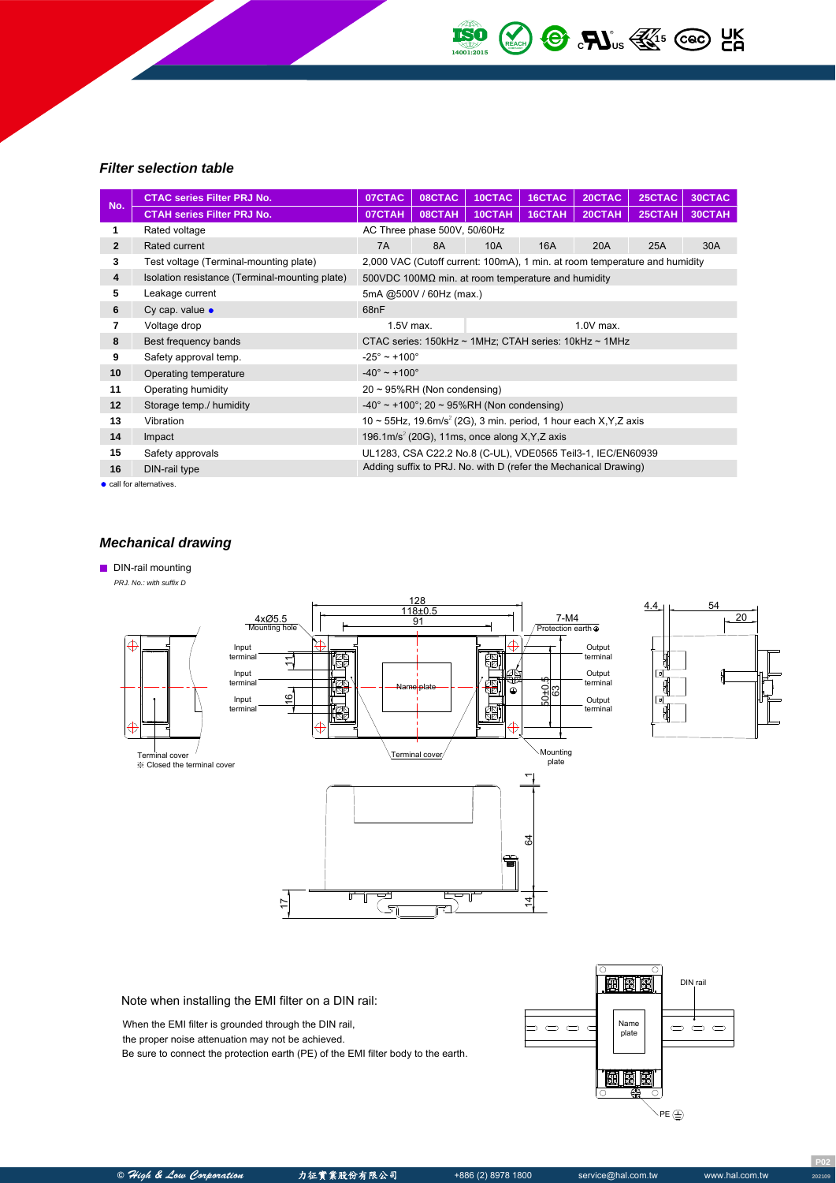## *Filter selection table*

| No. | CTAC series Filter PRJ No. | 07CTAC | 08CTAC | 10CTAC | 16CTAC | 20CTAC | 25CTAC | 30CTAC |
|---|---|---|---|---|---|---|---|---|
| | CTAH series Filter PRJ No. | 07CTAH | 08CTAH | 10CTAH | 16CTAH | 20CTAH | 25CTAH | 30CTAH |
| 1 | Rated voltage | AC Three phase 500V, 50/60Hz | | | | | | |
| 2 | Rated current | 7A | 8A | 10A | 16A | 20A | 25A | 30A |
| 3 | Test voltage (Terminal-mounting plate) | 2,000 VAC (Cutoff current: 100mA), 1 min. at room temperature and humidity | | | | | | |
| 4 | Isolation resistance (Terminal-mounting plate) | 500VDC 100MΩ min. at room temperature and humidity | | | | | | |
| 5 | Leakage current | 5mA @500V / 60Hz (max.) | | | | | | |
| 6 | Cy cap. value ● | 68nF | | | | | | |
| 7 | Voltage drop | 1.5V max. | | 1.0V max. | | | | |
| 8 | Best frequency bands | CTAC series: 150kHz ~ 1MHz; CTAH series: 10kHz ~ 1MHz | | | | | | |
| 9 | Safety approval temp. | -25° ~ +100° | | | | | | |
| 10 | Operating temperature | -40° ~ +100° | | | | | | |
| 11 | Operating humidity | 20 ~ 95%RH (Non condensing) | | | | | | |
| 12 | Storage temp./ humidity | -40° ~ +100°; 20 ~ 95%RH (Non condensing) | | | | | | |
| 13 | Vibration | 10 ~ 55Hz, 19.6m/s$^2$ (2G), 3 min. period, 1 hour each X,Y,Z axis | | | | | | |
| 14 | Impact | 196.1m/s$^2$ (20G), 11ms, once along X,Y,Z axis | | | | | | |
| 15 | Safety approvals | UL1283, CSA C22.2 No.8 (C-UL), VDE0565 Teil3-1, IEC/EN60939 | | | | | | |
| 16 | DIN-rail type | Adding suffix to PRJ. No. with D (refer the Mechanical Drawing) | | | | | | |

● call for alternatives.

## *Mechanical drawing*

- DIN-rail mounting

*PRJ. No.: with suffix D*

4xØ5.5
Mounting hole
128
118±0.5
91
7-M4
Protection earth
4.4
54
20
Input terminal
Input terminal
Input terminal
11
16
Name plate
Output terminal
Output terminal
Output terminal
50±0.5
63
Terminal cover
※ Closed the terminal cover
Terminal cover
Mounting plate
1
64
17
14

Note when installing the EMI filter on a DIN rail:

When the EMI filter is grounded through the DIN rail,
the proper noise attenuation may not be achieved.
Be sure to connect the protection earth (PE) of the EMI filter body to the earth.

DIN rail
Name plate
PE